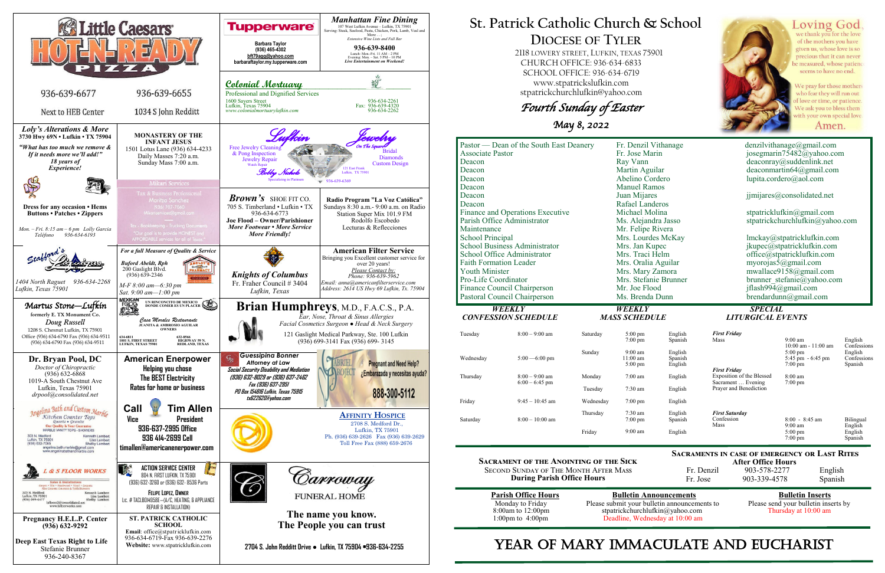# St. Patrick Catholic Church & School

## Diocese of Tyler

2118 Lowery Street, Lufkin, Texas 75901
Church Office: 936-634-6833
School Office: 936-634-6719
www.stpatrickslufkin.com
stpatrickchurchlufkin@yahoo.com

*Fourth Sunday of Easter*

*May 8, 2022*

Loving God, we thank you for the love of the mothers you have given us, whose love is so precious that it can never be measured, whose patience seems to have no end.

We pray for those mothers who fear they will run out of love or time, or patience. We ask you to bless them with your own special love. Amen.

| Position | Name | Email |
|---|---|---|
| Pastor — Dean of the South East Deanery | Fr. Denzil Vithanage | denzilvithanage@gmail.com |
| Associate Pastor | Fr. Jose Marin | josegmarin75482@yahoo.com |
| Deacon | Ray Vann | deaconray@suddenlink.net |
| Deacon | Martin Aguilar | deaconmartin64@gmail.com |
| Deacon | Abelino Cordero | lupita.cordero@aol.com |
| Deacon | Manuel Ramos | |
| Deacon | Juan Mijares | jjmijares@consolidated.net |
| Deacon | Rafael Landeros | |
| Finance and Operations Executive | Michael Molina | stpatricklufkin@gmail.com |
| Parish Office Administrator | Ms. Alejandra Jasso | stpatrickchurchlufkin@yahoo.com |
| Maintenance | Mr. Felipe Rivera | |
| School Principal | Mrs. Lourdes McKay | lmckay@stpatricklufkin.com |
| School Business Administrator | Mrs. Jan Kupec | jkupec@stpatricklufkin.com |
| School Office Administrator | Mrs. Traci Helm | office@stpatricklufkin.com |
| Faith Formation Leader | Mrs. Oralia Aguilar | myorojas5@gmail.com |
| Youth Minister | Mrs. Mary Zamora | mwallace9158@gmail.com |
| Pro-Life Coordinator | Mrs. Stefanie Brunner | brunner_stefanie@yahoo.com |
| Finance Council Chairperson | Mr. Joe Flood | jflash994@gmail.com |
| Pastoral Council Chairperson | Ms. Brenda Dunn | brendardunn@gmail.com |

### Weekly Confession Schedule

| Day | Time |
|---|---|
| Tuesday | 8:00 – 9:00 am |
| Wednesday | 5:00 —6:00 pm |
| Thursday | 8:00 – 9:00 am; 6:00 – 6:45 pm |
| Friday | 9:45 – 10:45 am |
| Saturday | 8:00 – 10:00 am |

### Weekly Mass Schedule

| Day | Time | Language |
|---|---|---|
| Saturday | 5:00 pm | English |
| | 7:00 pm | Spanish |
| Sunday | 9:00 am | English |
| | 11:00 am | Spanish |
| | 5:00 pm | English |
| Monday | 7:00 am | English |
| Tuesday | 7:30 am | English |
| Wednesday | 7:00 pm | English |
| Thursday | 7:30 am | English |
| | 7:00 pm | Spanish |
| Friday | 9:00 am | English |

### Special Liturgical Events

| Event | Time | Language |
|---|---|---|
| *First Friday* Mass | 9:00 am | English |
| | 10:00 am - 11:00 am | Confessions |
| | 5:00 pm | English |
| | 5:45 pm - 6:45 pm | Confessions |
| | 7:00 pm | Spanish |
| *First Friday* Exposition of the Blessed Sacrament … Evening Prayer and Benediction | 8:00 am; 7:00 pm | |
| *First Saturday* Confession | 8:00 - 8:45 am | Bilingual |
| Mass | 9:00 am | English |
| | 5:00 pm | English |
| | 7:00 pm | Spanish |

**Sacrament of the Anointing of the Sick**
Second Sunday of the Month After Mass
**During Parish Office Hours**

**Sacraments in Case of Emergency or Last Rites**
**After Office Hours**

| | | |
|---|---|---|
| Fr. Denzil | 903-578-2277 | English |
| Fr. Jose | 903-339-4578 | Spanish |

**Parish Office Hours**
Monday to Friday
8:00am to 12:00pm
1:00pm to 4:00pm

**Bulletin Announcements**
Please submit your bulletin announcements to stpatrickchurchlufkin@yahoo.com
Deadline, Wednesday at 10:00 am

**Bulletin Inserts**
Please send your bulletin inserts by Thursday at 10:00 am

# Year of Mary Immaculate and Eucharist

---

**Little Caesars HOT-N-READY Pizza**
936-639-6677 — Next to HEB Center
936-639-6655 — 1034 S John Redditt

**Tupperware**
Barbara Taylor
(936) 465-4302
bft79agg@yahoo.com
barbarataylor.my.tupperware.com

***Manhattan Fine Dining***
107 West Lufkin Avenue – Lufkin, TX 75901
Serving: Steak, Seafood, Pasta, Chicken, Pork, Lamb, Veal and More . . .
*Extensive Wine Lists and Full Bar*
**936-639-8400**
Lunch: Mon.-Fri. 11 AM – 2 PM
Evening: Mon. – Sat. 5 PM – 10 PM
*Live Entertainment on Weekend!*

***Colonial Mortuary***
Professional and Dignified Services
1600 Sayers Street, Lufkin, Texas 75904
www.colonialmortuarylufkin.com
936-634-2261
Fax: 936-639-4320
936-634-2262

***Loly's Alterations & More***
3730 Hwy 69N • Lufkin • TX 75904
*"What has too much we remove & If it needs more we'll add!"*
*18 years of Experience!*
Dress for any occasion • Hems
Buttons • Patches • Zippers
*Mon. – Fri. 8:15 am – 6 pm Lolly Garcia*
*Teléfono 936-634-6193*

**Monastery of the Infant Jesus**
1501 Lotus Lane (936) 634-4233
Daily Masses 7:20 a.m.
Sunday Mass 7:00 a.m.

**Mikari Services**
Tax & Business Professional
Maritza Sanchez
(936) 707-7060
Mikariservices@gmail.com
Tax - Bookkeeping - Trucking Documents
"Our goal is to provide HONEST and AFFORDABLE services for all of Texas."

**Lufkin Jewelry On The Square**
Free Jewelry Cleaning & Pong Inspection
Jewelry Repair
Watch Repair
Bobby Nichols
Bridal
Diamonds
Custom Design
121 East Frank, Lufkin, TX 75901
Specializing in Platinum
936-639-6369

**Brown's** SHOE FIT CO.
705 S. Timberland • Lufkin • TX
936-634-6773
**Joe Flood – Owner/Parishioner**
***More Footwear • More Service***
***More Friendly!***

**Radio Program "La Voz Católica"**
Sundays 8:30 a.m.- 9:00 a.m. on Radio Station Super Mix 101.9 FM
Rodolfo Escobedo
Lecturas & Reflecciones

**Stafford's Lakeview**
1404 North Raguet 936-634-2268
Lufkin, Texas 75901

*For a full Measure of Quality & Service*
*Buford Abeldt, Rph*
200 Gaslight Blvd.
(936) 639-2346
Abeldt's Gaslight Pharmacy
*M-F 8:00 am—6:30 pm*
*Sat. 9:00 am—1:00 pm*

***Knights of Columbus***
Fr. Fraher Council # 3404
*Lufkin, Texas*

**American Filter Service**
Bringing you Excellent customer service for over 20 years!
*Please Contact by:*
*Phone: 936-639-5962*
*Email: anna@americanfilterservice.com*
*Address: 2614 US Hwy 69 Lufkin, Tx. 75904*

***Martus Stone—Lufkin***
formerly E. TX Monument Co.
*Doug Russell*
1208 S. Chesnut Lufkin, TX 75901
Office (936) 634-6790 Fax (936) 634-9511
(936) 634-6790 Fax (936) 634-9511

**Mexican Food** — Un Rinconcito de Mexico donde comer es un placer
*Casa Morales Restaurante*
Juanita & Ambrosio Aguilar, Owners
634-6811 — 1001 S. First Street, Lufkin, Texas 75901
632-8566 — Highway 59 N., Redland, Texas

**Brian Humphreys**, M.D., F.A.C.S., P.A.
*Ear, Nose, Throat & Sinus Allergies*
*Facial Cosmetics Surgeon • Head & Neck Surgery*
121 Gaslight Medical Parkway, Ste. 100 Lufkin
(936) 699-3141 Fax (936) 699- 3145

**Dr. Bryan Pool, DC**
*Doctor of Chiropractic*
(936) 632-6868
1019-A South Chestnut Ave
Lufkin, Texas 75901
*drpool@consolidated.net*

**American Enerpower**
Helping you chose
The BEST Electricity
Rates for home or business
**Call Tim Allen**
**Vice President**
936-637-2995 Office
936 414-2699 Cell
timallen@americanenerpower.com

**Guessipina Bonner**
*Attorney at Law*
*Social Security Disability and Mediation*
*(936) 632-8029 or (936) 637-2462*
*Fax (936) 637-2951*
*PO Box 154816 Lufkin, Texas 75915*
*tx62262@yahoo.com*

**Gabriel Project**
Pregnant and Need Help?
¿Embarazada y necesitas ayuda?
888-300-5112

**Angelina Bath and Custom Marble**
Kitchen Counter Tops
Quartz • Granite
Our Quality Is Your Guarantee
MARBLE VANITY TOPS - SHOWERS
303 N. Medford, Lufkin, TX 75901
(936) 632-7065
Kenneth Lambert, Lisa Lambert, Shelby Lambert
angelina.bath.marble@gmail.com
www.angelinabathandmarble.com

**Affinity Hospice**
2708 S. Medford Dr.,
Lufkin, TX 75901
Ph. (936) 639-2626 Fax (936) 639-2629
Toll Free Fax (888) 659-2676

**L & S Floor Works**
Sales & Installation
Carpet • Tile • Hardwood • Vinyl • Granite
303 N. Medford, Lufkin, TX 75901
Kenneth Lambert, Lisa Lambert, Shelby Lambert
www.lsfloorworks.com

**Action Service Center**
804 N. First Lufkin, TX 75901
(936) 632-3260 or (936) 632- 8536 Parts
Felipe Lopez, Owner
Lic. # TACLB049598E—(A/C, HEATING, & APPLIANCE REPAIR & INSTALLATION)

***Carroway*** FUNERAL HOME
**The name you know.**
**The People you can trust**
2704 S. John Redditt Drive • Lufkin, TX 75904 •936-634-2255

**Pregnancy H.E.L.P. Center**
**(936) 632-9292**

**Deep East Texas Right to Life**
Stefanie Brunner
936-240-8367

**St. Patrick Catholic School**
**Email:** office@stpatricklufkin.com
936-634-6719-Fax 936-639-2276
**Website:** www.stpatricklufkin.com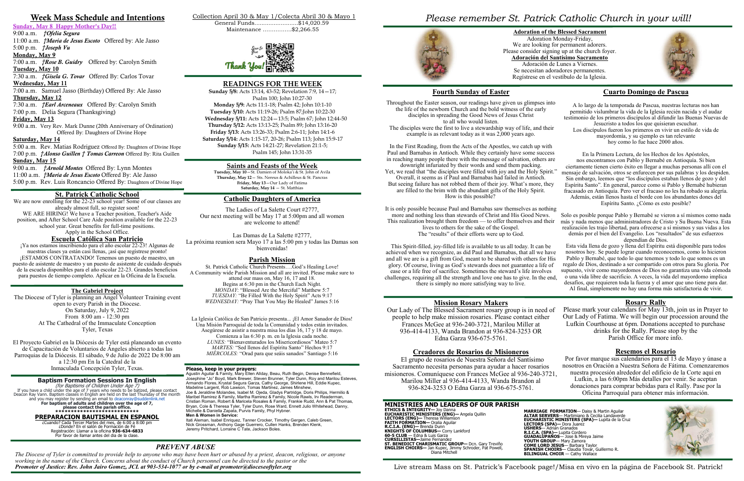## Week Mass Schedule and Intentions

**Sunday, May 8 Happy Mother's Day!!**

9:00 a.m. *†Ofelia Segura*

11:00 a.m. *†Maria de Jesus Escoto* Offered by: Ale Jasso

5:00 p.m. *†Joseph Vu*

**Monday, May 9**

7:00 a.m. *†Rose B. Guidry* Offered by: Carolyn Smith

**Tuesday, May 10**

7:30 a.m. *†Gisela G. Tovar* Offered By: Carlos Tovar

**Wednesday, May 11**

7:00 a.m. Samuel Jasso (Birthday) Offered By: Ale Jasso

**Thursday, May 12**

7:30 a.m. *†Earl Arceneaux* Offered By: Carolyn Smith

7:00 p.m. Delia Segura (Thanksgiving)

**Friday, May 13**

9:00 a.m. Very Rev. Mark Dunne (20th Anniversary of Ordination) Offered By: Daughters of Divine Hope

**Saturday, May 14**

5:00 a.m. Rev. Matias Rodriguez Offered By: Daughters of Divine Hope

7:00 p.m. *†Alonso Guillen † Tomas Carreon* Offered By: Rita Guillen

**Sunday, May 15**

9:00 a.m. *†Arnold Montes* Offered By: Lynn Montes

11:00 a.m. *†Maria de Jesus Escoto* Offered By: Ale Jasso

5:00 p.m. Rev. Luis Roncancio Offered By: Daughters of Divine Hope

## St. Patrick Catholic School

We are now enrolling for the 22-23 school year! Some of our classes are already almost full, so register soon!

WE ARE HIRING! We have a Teacher position, Teacher's Aide position, and After School Care Aide position available for the 22-23 school year. Great benefits for full-time positions. Apply in the School Office.

## Escuela Católica San Patricio

¡Ya nos estamos inscribiendo para el año escolar 22-23! Algunas de nuestras clases ya están casi llenas, ¡así que regístrese pronto! ¡ESTAMOS CONTRATANDO! Tenemos un puesto de maestro, un puesto de asistente de maestro y un puesto de asistente de cuidado después de la escuela disponibles para el año escolar 22-23. Grandes beneficios para puestos de tiempo completo. Aplicar en la Oficina de la Escuela.

### The Gabriel Project

The Diocese of Tyler is planning an Angel Volunteer Training event open to every Parish in the Diocese.
On Saturday, July 9, 2022
From 8:00 am - 12:30 pm
At The Cathedral of the Immaculate Conception
Tyler, Texas

El Proyecto Gabriel en la Diócesis de Tyler está planeando un evento de Capacitación de Voluntarios de Ángeles abierto a todas las Parroquias de la Diócesis. El sábado, 9 de Julio de 2022 De 8:00 am a 12:30 pm En la Catedral de la Inmaculada Concepción Tyler, Texas.

### Baptism Formation Sessions In English

*(for Baptisms of Children Under Age 7)*

If you have a child under the age of 7 years who needs to be batized, please contact Deacon Ray Vann. Baptism classes in English are held on the last Thursday of the month and you may register by sending an email to deacongray@suddenlink.net

**For baptism of adults and children over the age of 7, please contact the parish office.**

\*\*\*\*\*\*\*\*\*\*\*\*\*\*\*\*\*\*\*\*\*\*\*\*\*\*\*\*

### PREPARACION BAUTISMAL EN ESPANOL

¿Cuando? Cada Tercer Martes del mes, de 6:00 a 8:00 pm
¿Donde? En el salón de Formación de Fé
Registración: Llamar a la oficina **936-634-6833**
Por favor de llamar antes del dia de la clase.

Collection April 30 & May 1/Colecta Abril 30 & Mayo 1

General Funds........................$14,020.59
Maintenance ................$2,266.55

Thank You!

## READINGS FOR THE WEEK

**Sunday 5/8:** Acts 13:14, 43-52; Revelation 7:9, 14—17; Psalm 100; John 10:27-30
**Monday 5/9:** Acts 11:1-18; Psalm 42; John 10:1-10
**Tuesday 5/10:** Acts 11:19-26; Psalm 87;John 10:22-30
**Wednesday 5/11:** Acts 12:24—13:5; Psalm 67; John 12:44-50
**Thursday 5/12:** Acts 13:13-25; Psalm 89; John 13:16-20
**Friday 5/13:** Acts 13:26-33; Psalm 2:6-11; John 14:1-6
**Saturday 5/14:** Acts 1:15-17, 20-26; Psalm 113; John 15:9-17
**Sunday 5/15:** Acts 14:21-27; Revelation 21:1-5; Psalm 145; John 13:31-35

## Saints and Feasts of the Week

**Tuesday, May 10**—St. Damien of Moloka'i & St. John of Avila
**Thursday, May 12**— Sts. Nereus & Achilleus & St. Pancras
**Friday, May 13**—Our Lady of Fatima
**Saturday, May 14** — St. Matthias

## Catholic Daughters of America

The Ladies of La Salette Court #2777,
Our next meeting will be May 17 at 5:00pm and all women are welcome to attend!

Las Damas de La Salette #2777,
La próxima reunion sera Mayo 17 a las 5:00 pm y todas las Damas son bienvenidas!

## Parish Mission

St. Patrick Catholic Church Presents….God's Healing Love!
A Community wide Parish Mission and all are invited. Please make sure to attend our mass on, May 16, 17 and 18.
Begins at 6:30 pm in the Church Each Night.
*MONDAY:* "Blessed Are the Merciful" Matthew 5:7
*TUESDAY:* "Be Filled With the Holy Spirit" Acts 9:17
*WEDNESDAY:* "Pray That You May Be Healed" James 5:16

La Iglesia Católica de San Patricio presenta... ¡El Amor Sanador de Dios! Una Misión Parroquial de toda la Comunidad y todos están invitados. Asegúrese de asistir a nuestra misa los días 16, 17 y 18 de mayo. Comienza a las 6:30 p. m. en la Iglesia cada noche.
*LUNES:* "Bienaventurados los Misericordiosos" Mateo 5:7
*MARTES:* "Sed llenos del Espíritu Santo" Hechos 9:17
*MIÉRCOLES:* "Orad para que seáis sanados" Santiago 5:16

**Please, keep in your prayers:**

Agustin Aguilar & Family, Mary Ellen Allday, Beau, Ruth Begin, Denise Bennefield, Josephine "Jo" Boyd, Mark Brewer, Steven Brunner, Tyler Dunn, Roy and Marilou Esteves, Armando Flores, Krystal Segura Garza, Cathy George, Shirlene Hill, Eddie Kupec, Madeline Largent, Rob Lawson, Tomas Martinez, James Minshew, Joe & Jeraldine Molandes, Isabel M. Ojeda, Gladys Partridge, Doris Philips, Hermilio & Maribel Ramirez & Family, Martha Ramirez & Family, Nicole Rawls, Irv Readerman, Cristian Roman, Robert & Maricela Rosales & Family, Frankie Rudd, Ann & Pat Thomas, Bryan, Cole & Theresa Tyler, Tyler Dunn, Rose Ward, Ennett Julio Whitehead, Danny, Michelle & Daniella Zapata, Purvis Family, Phyl Hybner.

**Men & Women in Service:**

Itati Aleman, Isabel Enriquez, Tanner Crocker, Timothy Gergen, Caleb Green, Nick Grossman, Anthony Gage Guerrero, Cullen Hanks, Brenden Klenk, Jeremy Pritchard, Lorraine C Tate, Jackson Boles.

## PREVENT ABUSE

*The Diocese of Tyler is committed to provide help to anyone who may have been hurt or abused by a priest, deacon, religious, or anyone working in the name of the Church. Concerns about the conduct of Church personnel can be directed to the pastor or the* ***Promoter of Justice: Rev. John Jairo Gomez, JCL at 903-534-1077 or by e-mail at promoter@dioceseoftyler.org***

# *Please remember St. Patrick Catholic Church in your will!*

**Adoration of the Blessed Sacrament**
Adoration Monday-Friday,
We are looking for permanent adorers.
Please consider signing up at the church foyer.

**Adoración del Santísimo Sacramento**
Adoración de Lunes a Viernes.
Se necesitan adoradores permanentes.
Regístrese en el vestíbulo de la Iglesia.

## Fourth Sunday of Easter

Throughout the Easter season, our readings have given us glimpses into the life of the newborn Church and the bold witness of the early disciples in spreading the Good News of Jesus Christ to all who would listen.
The disciples were the first to live a stewardship way of life, and their example is as relevant today as it was 2,000 years ago.

In the First Reading, from the Acts of the Apostles, we catch up with Paul and Barnabas in Antioch. While they certainly have some success in reaching many people there with the message of salvation, others are downright infuriated by their words and send them packing. Yet, we read that "the disciples were filled with joy and the Holy Spirit." Overall, it seems as if Paul and Barnabas had failed in Antioch. But seeing failure has not robbed them of their joy. What's more, they are filled to the brim with the abundant gifts of the Holy Spirit. How is this possible?

It is only possible because Paul and Barnabas saw themselves as nothing more and nothing less than stewards of Christ and His Good News. This realization brought them freedom — to offer themselves and their lives to others for the sake of the Gospel. The "results" of their efforts were up to God.

This Spirit-filled, joy-filled life is available to us all today. It can be achieved when we recognize, as did Paul and Barnabas, that all we have and all we are is a gift from God, meant to be shared with others for His glory. Of course, living as God's stewards does not guarantee a life of ease or a life free of sacrifice. Sometimes the steward's life involves challenges, requiring all the strength and love one has to give. In the end, there is simply no more satisfying way to live.

## Cuarto Domingo de Pascua

A lo largo de la temporada de Pascua, nuestras lecturas nos han permitido vislumbrar la vida de la Iglesia recién nacida y el audaz testimonio de los primeros discípulos al difundir las Buenas Nuevas de Jesucristo a todos los que quisieran escuchar.
Los discípulos fueron los primeros en vivir un estilo de vida de mayordomía, y su ejemplo es tan relevante hoy como lo fue hace 2000 años.

En la Primera Lectura, de los Hechos de los Apóstoles, nos encontramos con Pablo y Bernabé en Antioquía. Si bien ciertamente tienen cierto éxito en llegar a muchas personas allí con el mensaje de salvación, otros se enfurecen por sus palabras y los despiden. Sin embargo, leemos que "los discípulos estaban llenos de gozo y del Espíritu Santo". En general, parece como si Pablo y Bernabé hubieran fracasado en Antioquía. Pero ver el fracaso no les ha robado su alegría. Además, están llenos hasta el borde con los abundantes dones del Espíritu Santo. ¿Cómo es esto posible?

Solo es posible porque Pablo y Bernabé se vieron a sí mismos como nada más y nada menos que administradores de Cristo y Su Buena Nueva. Esta realización les trajo libertad, para ofrecerse a sí mismos y sus vidas a los demás por el bien del Evangelio. Los "resultados" de sus esfuerzos dependían de Dios.

Esta vida llena de gozo y llena del Espíritu está disponible para todos nosotros hoy. Se puede lograr cuando reconocemos, como lo hicieron Pablo y Bernabé, que todo lo que tenemos y todo lo que somos es un regalo de Dios, destinado a ser compartido con otros para Su gloria. Por supuesto, vivir como mayordomos de Dios no garantiza una vida cómoda o una vida libre de sacrificio. A veces, la vida del mayordomo implica desafíos, que requieren toda la fuerza y el amor que uno tiene para dar. Al final, simplemente no hay una forma más satisfactoria de vivir.

## Mission Rosary Makers

Our Lady of The Blessed Sacrament rosary group is in need of people to help make mission rosaries. Please contact either Frances McGee at 936-240-3721, Marilou Miller at 936-414-4133, Wanda Brandon at 936-824-3253 OR Edna Garza 936-675-5761.

## Creadores de Rosarios de Misioneros

El grupo de rosarios de Nuestra Señora del Santísimo Sacramento necesita personas para ayudar a hacer rosarios misioneros. Comuníquese con Frances McGee al 936-240-3721, Marilou Miller al 936-414-4133, Wanda Brandon al 936-824-3253 O Edna Garza al 936-675-5761.

## Rosary Rally

Please mark your calendars for May 13th, join us in Prayer to Our Lady of Fatima. We will begin our procession around the Lufkin Courthouse at 6pm. Donations accepted to purchase drinks for the Rally. Please stop by the Parish Office for more info.

## Resemos el Rosario

Por favor marque sus calendarios para el 13 de Mayo y únase a nosotros en Oración a Nuestra Señora de Fátima. Comenzaremos nuestra procesión alrededor del edificio de la Corte aqui en Lufkin, a las 6:00pm Más detalles por venir. Se aceptan donaciones para comprar bebidas para el Rally. Pase por la Oficina Parroquial para obtener más información.

### MINISTRIES AND LEADERS OF OUR PARISH

**ETHICS & INTEGRITY—** Joy Danna
**EUCHARISTIC MINISTERS (ENG)—** Angela Quillin
**LECTORS (ENG)—** Theresa Williamson
**FAITH FORMATION—** Oralia Aguilar
**R.C.I.A. (ENG)—** Brenda Dunn
**KNIGHTS OF COLUMBUS—** Corry Lankford
**60-5 CLUB** — Edna & Luis Garza
**CURSILLISTAS—**Jaime Fernandez
**ST. BENEDICT CHARISMATIC GROUP—** Dcn. Gary Treviño
**ENGLISH CHOIRS—** Jan Kupec, Jimmy Schroder, Pat Powell, Diana Mitchell
**MARRIAGE FORMATION**— Daisy & Martin Aguilar
**ALTAR SERVERS**— Martiniano & Cecilia Landaverde
**EUCHARISTIC MINISTERS (SPA)—** Lupita de la Cruz
**LECTORS (SPA)—** Dora Juarez
**USHERS**— Adrian Granados
**R.I.C.A. (SPA)—** Lupita Cordero
**GUADALUPANOS**— Jose & Mireya Jaime
**YOUTH GROUP**— Mary Zamora
**COME LORD JESUS**— Barbara Taylor
**SPANISH CHOIRS**— Claudia Tovar, Guillermo R.
**BILINGUAL CHOIR** — Cathy Wallace

Live stream Mass on St. Patrick's Facebook page!/Misa en vivo en la página de Facebook St. Patrick!